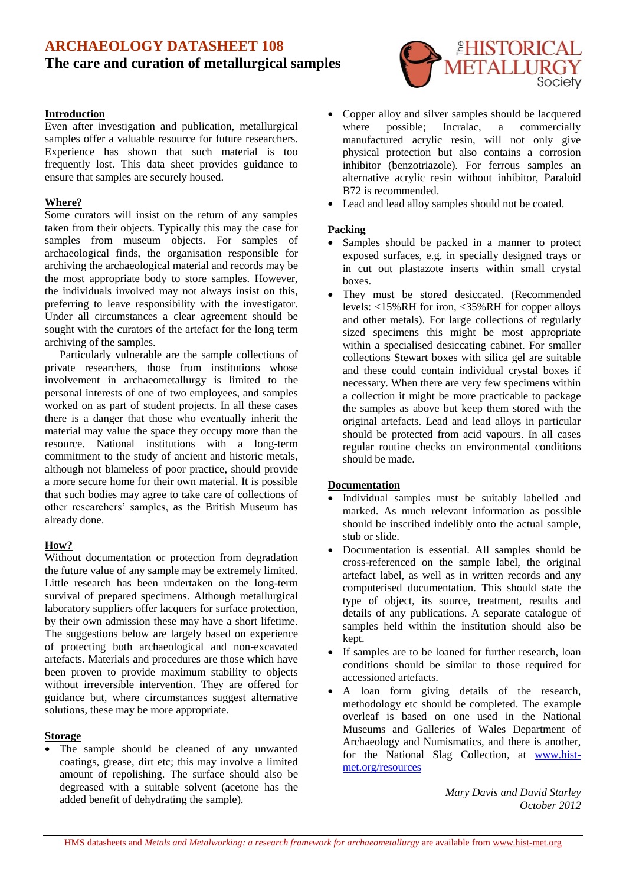# ARCHAEOLOGY DATASHEET 108

## The care and curation of metallurgical samples

### Introduction

Even after investigation and publication, metallurgical samples offer a valuable resource for future researchers. Experience has shown that such material is too frequently lost. This data sheet provides guidance to ensure that samples are securely housed.

### Where?

Some curators will insist on the return of any samples taken from their objects. Typically this may the case for samples from museum objects. For samples of archaeological finds, the organisation responsible for archiving the archaeological material and records may be the most appropriate body to store samples. However, the individuals involved may not always insist on this, preferring to leave responsibility with the investigator. Under all circumstances a clear agreement should be sought with the curators of the artefact for the long term archiving of the samples.

Particularly vulnerable are the sample collections of private researchers, those from institutions whose involvement in archaeometallurgy is limited to the personal interests of one of two employees, and samples worked on as part of student projects. In all these cases there is a danger that those who eventually inherit the material may value the space they occupy more than the resource. National institutions with a long-term commitment to the study of ancient and historic metals, although not blameless of poor practice, should provide a more secure home for their own material. It is possible that such bodies may agree to take care of collections of other researchers' samples, as the British Museum has already done.

### How?

Without documentation or protection from degradation the future value of any sample may be extremely limited. Little research has been undertaken on the long-term survival of prepared specimens. Although metallurgical laboratory suppliers offer lacquers for surface protection, by their own admission these may have a short lifetime. The suggestions below are largely based on experience of protecting both archaeological and non-excavated artefacts. Materials and procedures are those which have been proven to provide maximum stability to objects without irreversible intervention. They are offered for guidance but, where circumstances suggest alternative solutions, these may be more appropriate.

### Storage

- The sample should be cleaned of any unwanted coatings, grease, dirt etc; this may involve a limited amount of repolishing. The surface should also be degreased with a suitable solvent (acetone has the added benefit of dehydrating the sample).
- Copper alloy and silver samples should be lacquered where possible; Incralac, a commercially manufactured acrylic resin, will not only give physical protection but also contains a corrosion inhibitor (benzotriazole). For ferrous samples an alternative acrylic resin without inhibitor, Paraloid B72 is recommended.
- Lead and lead alloy samples should not be coated.

### Packing

- Samples should be packed in a manner to protect exposed surfaces, e.g. in specially designed trays or in cut out plastazote inserts within small crystal boxes.
- They must be stored desiccated. (Recommended levels: <15%RH for iron, <35%RH for copper alloys and other metals). For large collections of regularly sized specimens this might be most appropriate within a specialised desiccating cabinet. For smaller collections Stewart boxes with silica gel are suitable and these could contain individual crystal boxes if necessary. When there are very few specimens within a collection it might be more practicable to package the samples as above but keep them stored with the original artefacts. Lead and lead alloys in particular should be protected from acid vapours. In all cases regular routine checks on environmental conditions should be made.

### Documentation

- Individual samples must be suitably labelled and marked. As much relevant information as possible should be inscribed indelibly onto the actual sample, stub or slide.
- Documentation is essential. All samples should be cross-referenced on the sample label, the original artefact label, as well as in written records and any computerised documentation. This should state the type of object, its source, treatment, results and details of any publications. A separate catalogue of samples held within the institution should also be kept.
- If samples are to be loaned for further research, loan conditions should be similar to those required for accessioned artefacts.
- A loan form giving details of the research, methodology etc should be completed. The example overleaf is based on one used in the National Museums and Galleries of Wales Department of Archaeology and Numismatics, and there is another, for the National Slag Collection, at www.hist-met.org/resources

*Mary Davis and David Starley*
*October 2012*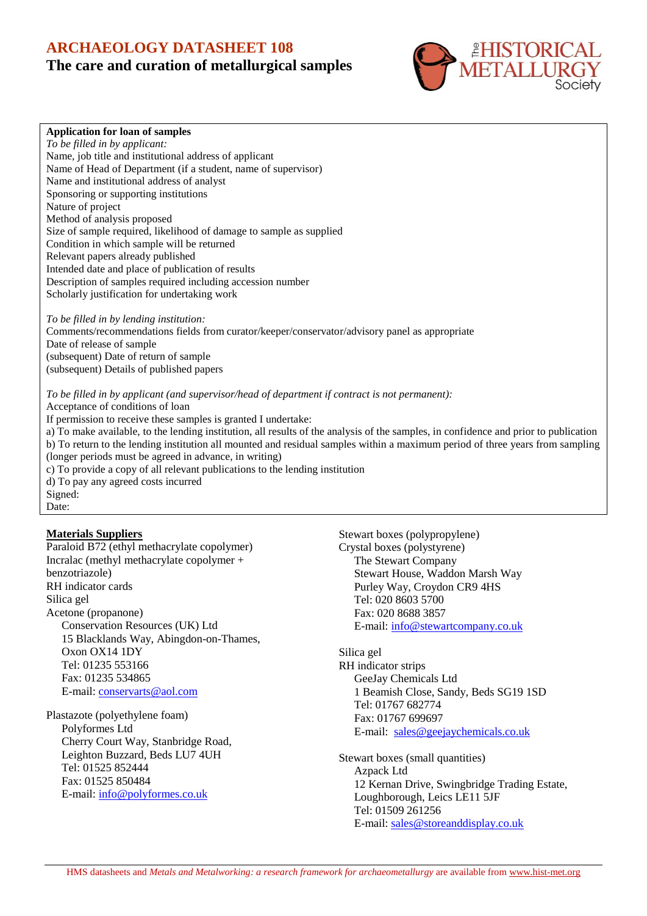# ARCHAEOLOGY DATASHEET 108

## The care and curation of metallurgical samples

**Application for loan of samples**

*To be filled in by applicant:*

Name, job title and institutional address of applicant
Name of Head of Department (if a student, name of supervisor)
Name and institutional address of analyst
Sponsoring or supporting institutions
Nature of project
Method of analysis proposed
Size of sample required, likelihood of damage to sample as supplied
Condition in which sample will be returned
Relevant papers already published
Intended date and place of publication of results
Description of samples required including accession number
Scholarly justification for undertaking work

*To be filled in by lending institution:*

Comments/recommendations fields from curator/keeper/conservator/advisory panel as appropriate
Date of release of sample
(subsequent) Date of return of sample
(subsequent) Details of published papers

*To be filled in by applicant (and supervisor/head of department if contract is not permanent):*

Acceptance of conditions of loan
If permission to receive these samples is granted I undertake:
a) To make available, to the lending institution, all results of the analysis of the samples, in confidence and prior to publication
b) To return to the lending institution all mounted and residual samples within a maximum period of three years from sampling (longer periods must be agreed in advance, in writing)
c) To provide a copy of all relevant publications to the lending institution
d) To pay any agreed costs incurred
Signed:
Date:

**Materials Suppliers**

Paraloid B72 (ethyl methacrylate copolymer)
Incralac (methyl methacrylate copolymer + benzotriazole)
RH indicator cards
Silica gel
Acetone (propanone)
Conservation Resources (UK) Ltd
15 Blacklands Way, Abingdon-on-Thames, Oxon OX14 1DY
Tel: 01235 553166
Fax: 01235 534865
E-mail: conservarts@aol.com

Plastazote (polyethylene foam)
Polyformes Ltd
Cherry Court Way, Stanbridge Road, Leighton Buzzard, Beds LU7 4UH
Tel: 01525 852444
Fax: 01525 850484
E-mail: info@polyformes.co.uk

Stewart boxes (polypropylene)
Crystal boxes (polystyrene)
The Stewart Company
Stewart House, Waddon Marsh Way
Purley Way, Croydon CR9 4HS
Tel: 020 8603 5700
Fax: 020 8688 3857
E-mail: info@stewartcompany.co.uk

Silica gel
RH indicator strips
GeeJay Chemicals Ltd
1 Beamish Close, Sandy, Beds SG19 1SD
Tel: 01767 682774
Fax: 01767 699697
E-mail: sales@geejaychemicals.co.uk

Stewart boxes (small quantities)
Azpack Ltd
12 Kernan Drive, Swingbridge Trading Estate, Loughborough, Leics LE11 5JF
Tel: 01509 261256
E-mail: sales@storeanddisplay.co.uk

HMS datasheets and *Metals and Metalworking: a research framework for archaeometallurgy* are available from www.hist-met.org